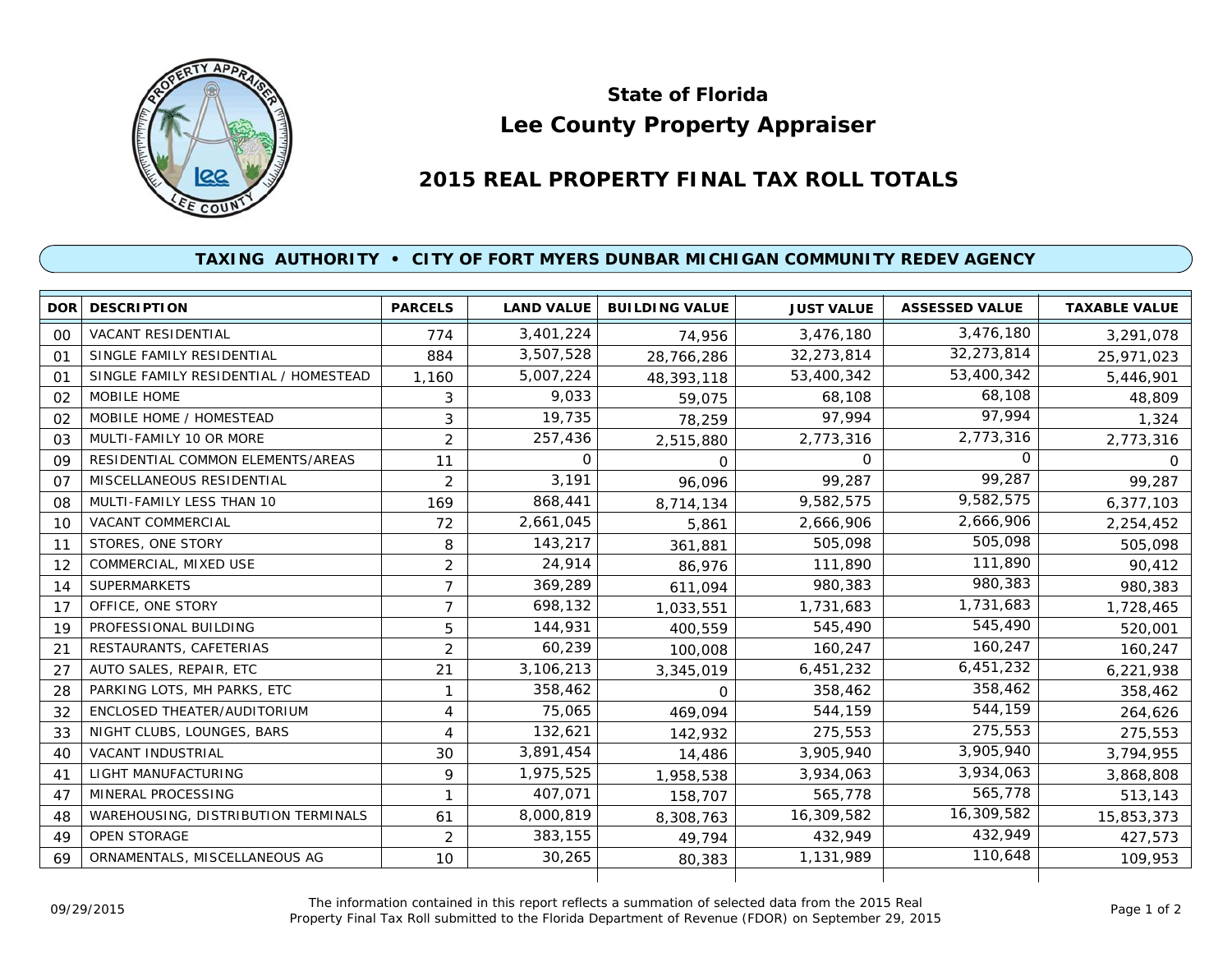# State of Florida
# Lee County Property Appraiser

## 2015 REAL PROPERTY FINAL TAX ROLL TOTALS

### TAXING AUTHORITY • CITY OF FORT MYERS DUNBAR MICHIGAN COMMUNITY REDEV AGENCY

| DOR | DESCRIPTION | PARCELS | LAND VALUE | BUILDING VALUE | JUST VALUE | ASSESSED VALUE | TAXABLE VALUE |
|---|---|---|---|---|---|---|---|
| 00 | VACANT RESIDENTIAL | 774 | 3,401,224 | 74,956 | 3,476,180 | 3,476,180 | 3,291,078 |
| 01 | SINGLE FAMILY RESIDENTIAL | 884 | 3,507,528 | 28,766,286 | 32,273,814 | 32,273,814 | 25,971,023 |
| 01 | SINGLE FAMILY RESIDENTIAL / HOMESTEAD | 1,160 | 5,007,224 | 48,393,118 | 53,400,342 | 53,400,342 | 5,446,901 |
| 02 | MOBILE HOME | 3 | 9,033 | 59,075 | 68,108 | 68,108 | 48,809 |
| 02 | MOBILE HOME / HOMESTEAD | 3 | 19,735 | 78,259 | 97,994 | 97,994 | 1,324 |
| 03 | MULTI-FAMILY 10 OR MORE | 2 | 257,436 | 2,515,880 | 2,773,316 | 2,773,316 | 2,773,316 |
| 09 | RESIDENTIAL COMMON ELEMENTS/AREAS | 11 | 0 | 0 | 0 | 0 | 0 |
| 07 | MISCELLANEOUS RESIDENTIAL | 2 | 3,191 | 96,096 | 99,287 | 99,287 | 99,287 |
| 08 | MULTI-FAMILY LESS THAN 10 | 169 | 868,441 | 8,714,134 | 9,582,575 | 9,582,575 | 6,377,103 |
| 10 | VACANT COMMERCIAL | 72 | 2,661,045 | 5,861 | 2,666,906 | 2,666,906 | 2,254,452 |
| 11 | STORES, ONE STORY | 8 | 143,217 | 361,881 | 505,098 | 505,098 | 505,098 |
| 12 | COMMERCIAL, MIXED USE | 2 | 24,914 | 86,976 | 111,890 | 111,890 | 90,412 |
| 14 | SUPERMARKETS | 7 | 369,289 | 611,094 | 980,383 | 980,383 | 980,383 |
| 17 | OFFICE, ONE STORY | 7 | 698,132 | 1,033,551 | 1,731,683 | 1,731,683 | 1,728,465 |
| 19 | PROFESSIONAL BUILDING | 5 | 144,931 | 400,559 | 545,490 | 545,490 | 520,001 |
| 21 | RESTAURANTS, CAFETERIAS | 2 | 60,239 | 100,008 | 160,247 | 160,247 | 160,247 |
| 27 | AUTO SALES, REPAIR, ETC | 21 | 3,106,213 | 3,345,019 | 6,451,232 | 6,451,232 | 6,221,938 |
| 28 | PARKING LOTS, MH PARKS, ETC | 1 | 358,462 | 0 | 358,462 | 358,462 | 358,462 |
| 32 | ENCLOSED THEATER/AUDITORIUM | 4 | 75,065 | 469,094 | 544,159 | 544,159 | 264,626 |
| 33 | NIGHT CLUBS, LOUNGES, BARS | 4 | 132,621 | 142,932 | 275,553 | 275,553 | 275,553 |
| 40 | VACANT INDUSTRIAL | 30 | 3,891,454 | 14,486 | 3,905,940 | 3,905,940 | 3,794,955 |
| 41 | LIGHT MANUFACTURING | 9 | 1,975,525 | 1,958,538 | 3,934,063 | 3,934,063 | 3,868,808 |
| 47 | MINERAL PROCESSING | 1 | 407,071 | 158,707 | 565,778 | 565,778 | 513,143 |
| 48 | WAREHOUSING, DISTRIBUTION TERMINALS | 61 | 8,000,819 | 8,308,763 | 16,309,582 | 16,309,582 | 15,853,373 |
| 49 | OPEN STORAGE | 2 | 383,155 | 49,794 | 432,949 | 432,949 | 427,573 |
| 69 | ORNAMENTALS, MISCELLANEOUS AG | 10 | 30,265 | 80,383 | 1,131,989 | 110,648 | 109,953 |

09/29/2015

The information contained in this report reflects a summation of selected data from the 2015 Real Property Final Tax Roll submitted to the Florida Department of Revenue (FDOR) on September 29, 2015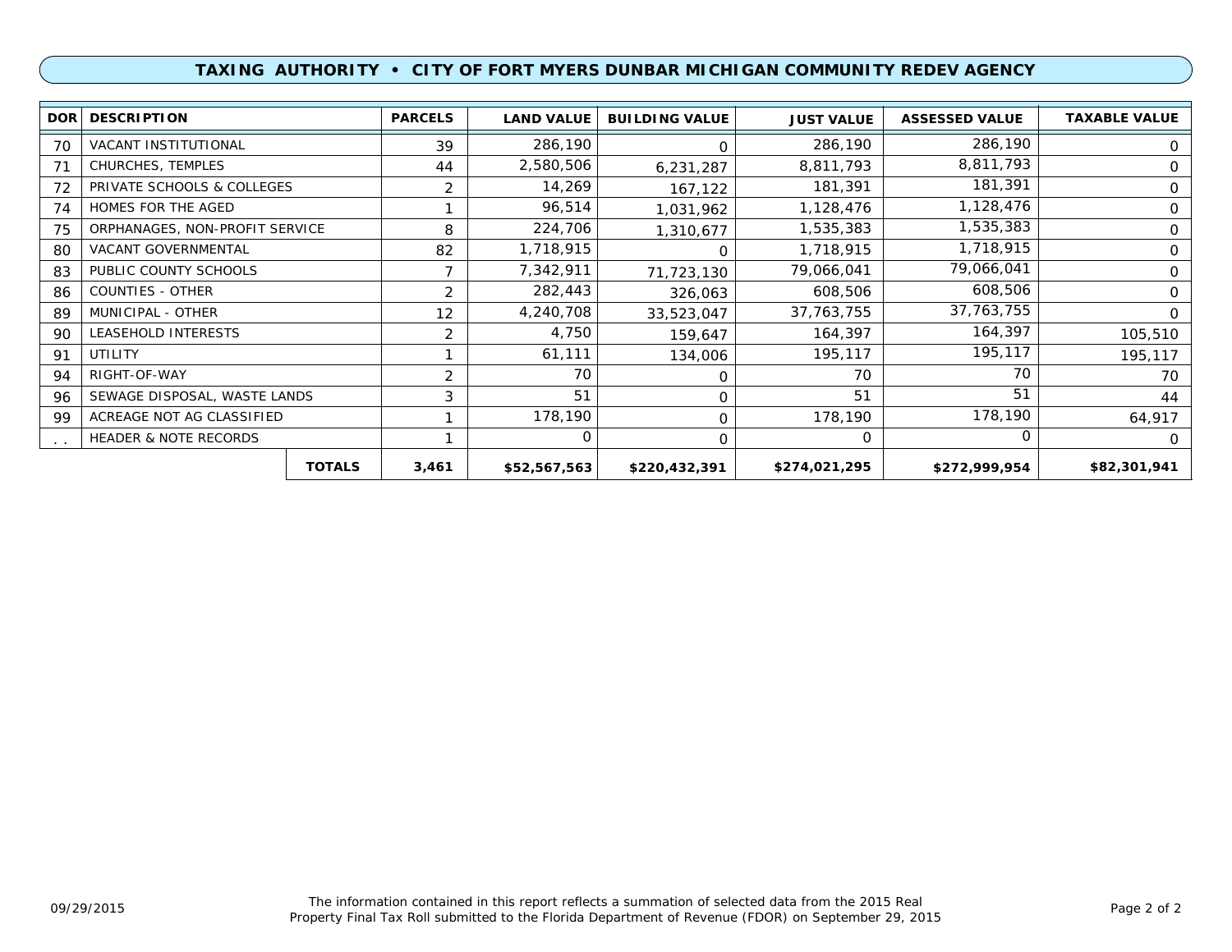## TAXING AUTHORITY • CITY OF FORT MYERS DUNBAR MICHIGAN COMMUNITY REDEV AGENCY

| DOR | DESCRIPTION | PARCELS | LAND VALUE | BUILDING VALUE | JUST VALUE | ASSESSED VALUE | TAXABLE VALUE |
|---|---|---|---|---|---|---|---|
| 70 | VACANT INSTITUTIONAL | 39 | 286,190 | 0 | 286,190 | 286,190 | 0 |
| 71 | CHURCHES, TEMPLES | 44 | 2,580,506 | 6,231,287 | 8,811,793 | 8,811,793 | 0 |
| 72 | PRIVATE SCHOOLS & COLLEGES | 2 | 14,269 | 167,122 | 181,391 | 181,391 | 0 |
| 74 | HOMES FOR THE AGED | 1 | 96,514 | 1,031,962 | 1,128,476 | 1,128,476 | 0 |
| 75 | ORPHANAGES, NON-PROFIT SERVICE | 8 | 224,706 | 1,310,677 | 1,535,383 | 1,535,383 | 0 |
| 80 | VACANT GOVERNMENTAL | 82 | 1,718,915 | 0 | 1,718,915 | 1,718,915 | 0 |
| 83 | PUBLIC COUNTY SCHOOLS | 7 | 7,342,911 | 71,723,130 | 79,066,041 | 79,066,041 | 0 |
| 86 | COUNTIES - OTHER | 2 | 282,443 | 326,063 | 608,506 | 608,506 | 0 |
| 89 | MUNICIPAL - OTHER | 12 | 4,240,708 | 33,523,047 | 37,763,755 | 37,763,755 | 0 |
| 90 | LEASEHOLD INTERESTS | 2 | 4,750 | 159,647 | 164,397 | 164,397 | 105,510 |
| 91 | UTILITY | 1 | 61,111 | 134,006 | 195,117 | 195,117 | 195,117 |
| 94 | RIGHT-OF-WAY | 2 | 70 | 0 | 70 | 70 | 70 |
| 96 | SEWAGE DISPOSAL, WASTE LANDS | 3 | 51 | 0 | 51 | 51 | 44 |
| 99 | ACREAGE NOT AG CLASSIFIED | 1 | 178,190 | 0 | 178,190 | 178,190 | 64,917 |
| . . | HEADER & NOTE RECORDS | 1 | 0 | 0 | 0 | 0 | 0 |
| | **TOTALS** | **3,461** | **$52,567,563** | **$220,432,391** | **$274,021,295** | **$272,999,954** | **$82,301,941** |

09/29/2015

The information contained in this report reflects a summation of selected data from the 2015 Real Property Final Tax Roll submitted to the Florida Department of Revenue (FDOR) on September 29, 2015